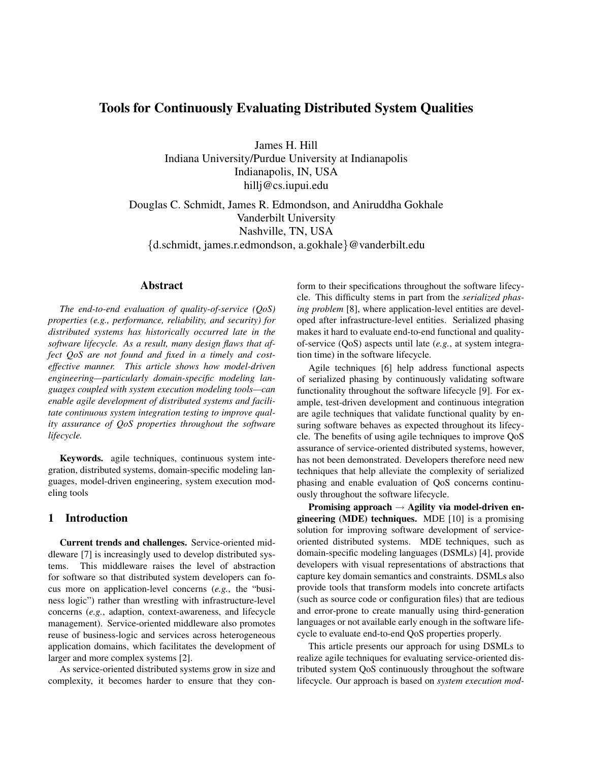# Tools for Continuously Evaluating Distributed System Qualities

James H. Hill
Indiana University/Purdue University at Indianapolis
Indianapolis, IN, USA
hillj@cs.iupui.edu

Douglas C. Schmidt, James R. Edmondson, and Aniruddha Gokhale
Vanderbilt University
Nashville, TN, USA
{d.schmidt, james.r.edmondson, a.gokhale}@vanderbilt.edu

## Abstract

*The end-to-end evaluation of quality-of-service (QoS) properties (e.g., performance, reliability, and security) for distributed systems has historically occurred late in the software lifecycle. As a result, many design flaws that affect QoS are not found and fixed in a timely and cost-effective manner. This article shows how model-driven engineering—particularly domain-specific modeling languages coupled with system execution modeling tools—can enable agile development of distributed systems and facilitate continuous system integration testing to improve quality assurance of QoS properties throughout the software lifecycle.*

**Keywords.** agile techniques, continuous system integration, distributed systems, domain-specific modeling languages, model-driven engineering, system execution modeling tools

## 1 Introduction

**Current trends and challenges.** Service-oriented middleware [7] is increasingly used to develop distributed systems. This middleware raises the level of abstraction for software so that distributed system developers can focus more on application-level concerns (*e.g.*, the "business logic") rather than wrestling with infrastructure-level concerns (*e.g.*, adaption, context-awareness, and lifecycle management). Service-oriented middleware also promotes reuse of business-logic and services across heterogeneous application domains, which facilitates the development of larger and more complex systems [2].

As service-oriented distributed systems grow in size and complexity, it becomes harder to ensure that they conform to their specifications throughout the software lifecycle. This difficulty stems in part from the *serialized phasing problem* [8], where application-level entities are developed after infrastructure-level entities. Serialized phasing makes it hard to evaluate end-to-end functional and quality-of-service (QoS) aspects until late (*e.g.*, at system integration time) in the software lifecycle.

Agile techniques [6] help address functional aspects of serialized phasing by continuously validating software functionality throughout the software lifecycle [9]. For example, test-driven development and continuous integration are agile techniques that validate functional quality by ensuring software behaves as expected throughout its lifecycle. The benefits of using agile techniques to improve QoS assurance of service-oriented distributed systems, however, has not been demonstrated. Developers therefore need new techniques that help alleviate the complexity of serialized phasing and enable evaluation of QoS concerns continuously throughout the software lifecycle.

**Promising approach → Agility via model-driven engineering (MDE) techniques.** MDE [10] is a promising solution for improving software development of service-oriented distributed systems. MDE techniques, such as domain-specific modeling languages (DSMLs) [4], provide developers with visual representations of abstractions that capture key domain semantics and constraints. DSMLs also provide tools that transform models into concrete artifacts (such as source code or configuration files) that are tedious and error-prone to create manually using third-generation languages or not available early enough in the software lifecycle to evaluate end-to-end QoS properties properly.

This article presents our approach for using DSMLs to realize agile techniques for evaluating service-oriented distributed system QoS continuously throughout the software lifecycle. Our approach is based on *system execution mod-*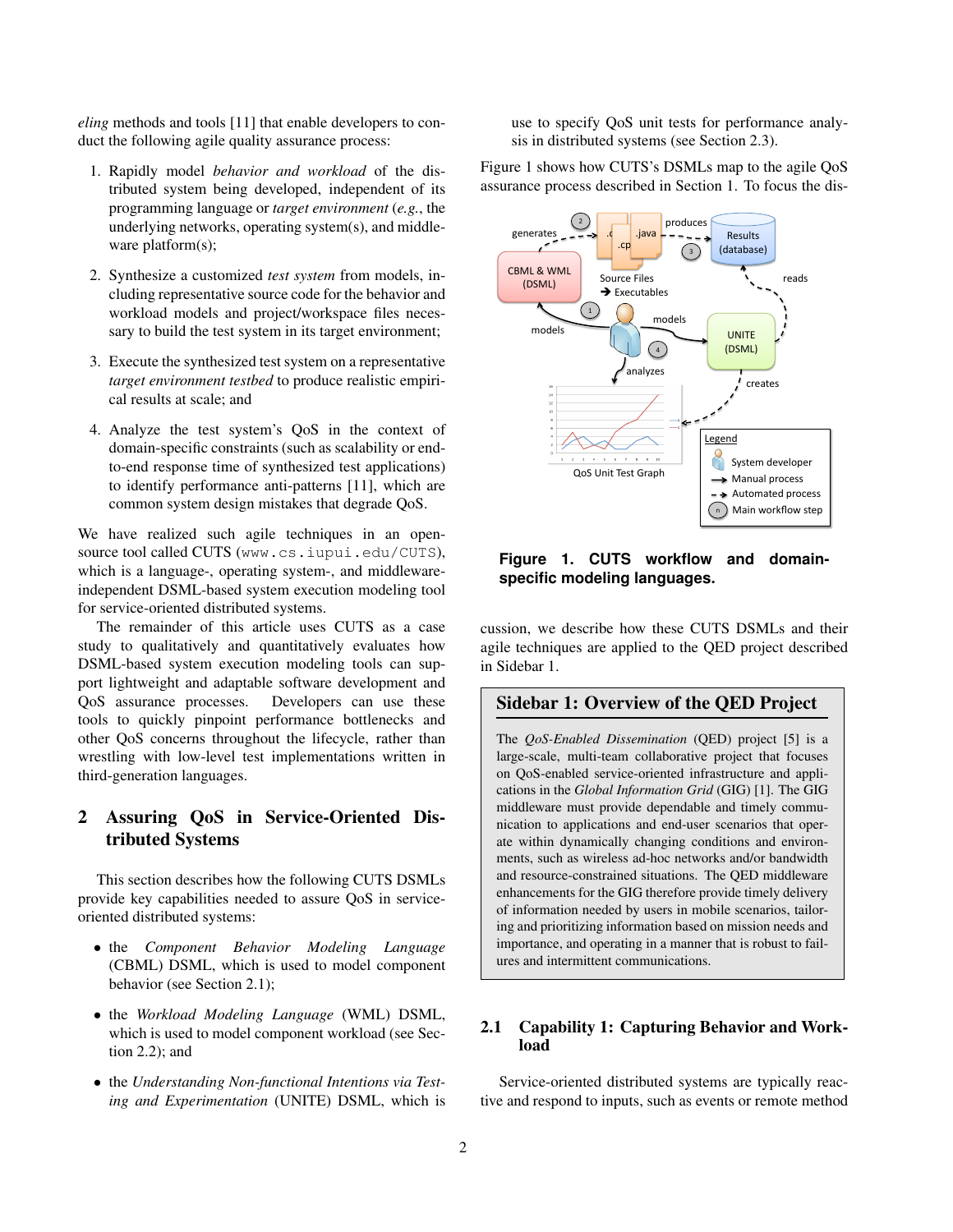*eling* methods and tools [11] that enable developers to conduct the following agile quality assurance process:

1. Rapidly model *behavior and workload* of the distributed system being developed, independent of its programming language or *target environment* (*e.g.*, the underlying networks, operating system(s), and middleware platform(s);
2. Synthesize a customized *test system* from models, including representative source code for the behavior and workload models and project/workspace files necessary to build the test system in its target environment;
3. Execute the synthesized test system on a representative *target environment testbed* to produce realistic empirical results at scale; and
4. Analyze the test system's QoS in the context of domain-specific constraints (such as scalability or end-to-end response time of synthesized test applications) to identify performance anti-patterns [11], which are common system design mistakes that degrade QoS.

We have realized such agile techniques in an open-source tool called CUTS (`www.cs.iupui.edu/CUTS`), which is a language-, operating system-, and middleware-independent DSML-based system execution modeling tool for service-oriented distributed systems.

The remainder of this article uses CUTS as a case study to qualitatively and quantitatively evaluates how DSML-based system execution modeling tools can support lightweight and adaptable software development and QoS assurance processes. Developers can use these tools to quickly pinpoint performance bottlenecks and other QoS concerns throughout the lifecycle, rather than wrestling with low-level test implementations written in third-generation languages.

## 2 Assuring QoS in Service-Oriented Distributed Systems

This section describes how the following CUTS DSMLs provide key capabilities needed to assure QoS in service-oriented distributed systems:

- the *Component Behavior Modeling Language* (CBML) DSML, which is used to model component behavior (see Section 2.1);
- the *Workload Modeling Language* (WML) DSML, which is used to model component workload (see Section 2.2); and
- the *Understanding Non-functional Intentions via Testing and Experimentation* (UNITE) DSML, which is use to specify QoS unit tests for performance analysis in distributed systems (see Section 2.3).

Figure 1 shows how CUTS's DSMLs map to the agile QoS assurance process described in Section 1. To focus the discussion, we describe how these CUTS DSMLs and their agile techniques are applied to the QED project described in Sidebar 1.

**Figure 1. CUTS workflow and domain-specific modeling languages.**

> **Sidebar 1: Overview of the QED Project**
>
> The *QoS-Enabled Dissemination* (QED) project [5] is a large-scale, multi-team collaborative project that focuses on QoS-enabled service-oriented infrastructure and applications in the *Global Information Grid* (GIG) [1]. The GIG middleware must provide dependable and timely communication to applications and end-user scenarios that operate within dynamically changing conditions and environments, such as wireless ad-hoc networks and/or bandwidth and resource-constrained situations. The QED middleware enhancements for the GIG therefore provide timely delivery of information needed by users in mobile scenarios, tailoring and prioritizing information based on mission needs and importance, and operating in a manner that is robust to failures and intermittent communications.

### 2.1 Capability 1: Capturing Behavior and Workload

Service-oriented distributed systems are typically reactive and respond to inputs, such as events or remote method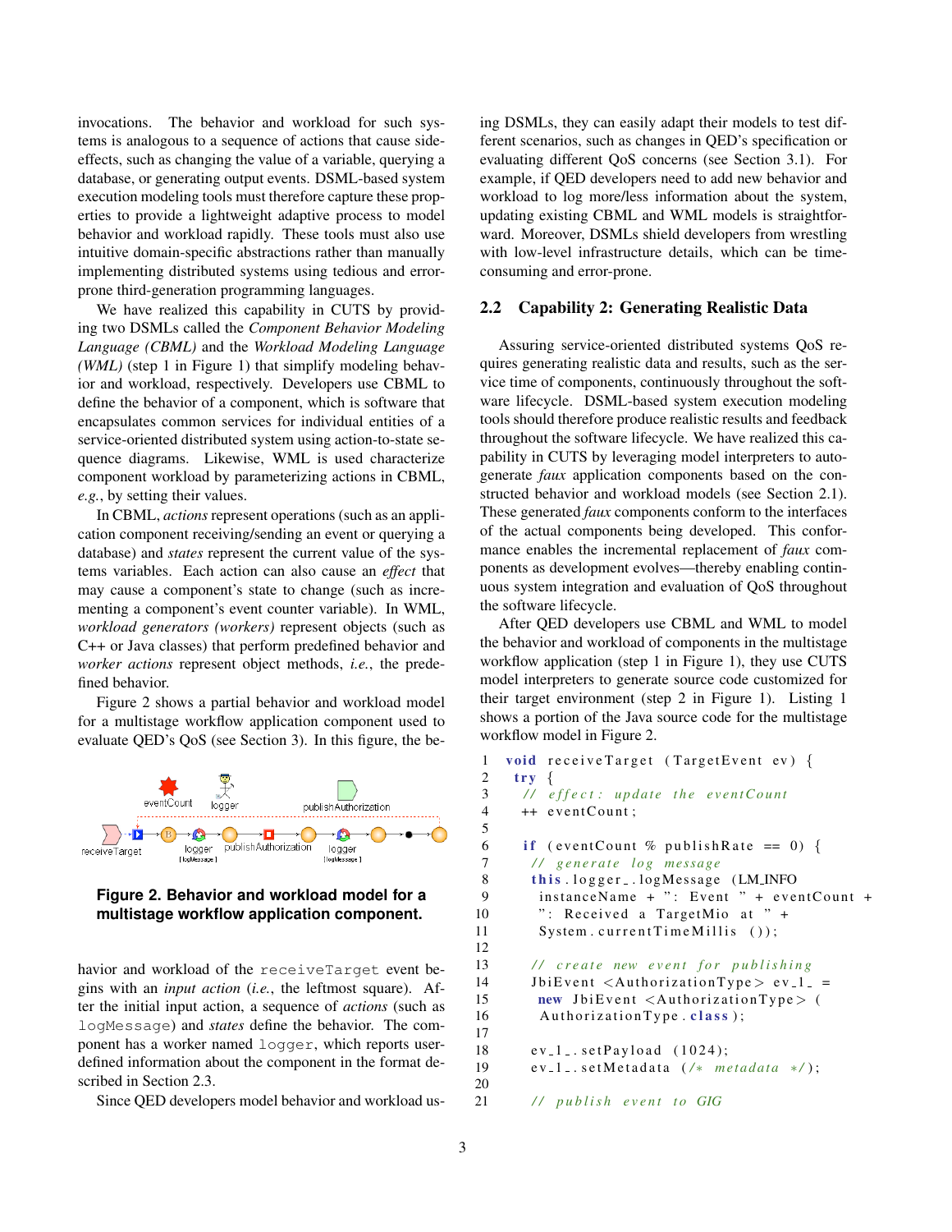invocations. The behavior and workload for such systems is analogous to a sequence of actions that cause side-effects, such as changing the value of a variable, querying a database, or generating output events. DSML-based system execution modeling tools must therefore capture these properties to provide a lightweight adaptive process to model behavior and workload rapidly. These tools must also use intuitive domain-specific abstractions rather than manually implementing distributed systems using tedious and error-prone third-generation programming languages.

We have realized this capability in CUTS by providing two DSMLs called the *Component Behavior Modeling Language (CBML)* and the *Workload Modeling Language (WML)* (step 1 in Figure 1) that simplify modeling behavior and workload, respectively. Developers use CBML to define the behavior of a component, which is software that encapsulates common services for individual entities of a service-oriented distributed system using action-to-state sequence diagrams. Likewise, WML is used characterize component workload by parameterizing actions in CBML, *e.g.*, by setting their values.

In CBML, *actions* represent operations (such as an application component receiving/sending an event or querying a database) and *states* represent the current value of the systems variables. Each action can also cause an *effect* that may cause a component's state to change (such as incrementing a component's event counter variable). In WML, *workload generators (workers)* represent objects (such as C++ or Java classes) that perform predefined behavior and *worker actions* represent object methods, *i.e.*, the predefined behavior.

Figure 2 shows a partial behavior and workload model for a multistage workflow application component used to evaluate QED's QoS (see Section 3). In this figure, the behavior and workload of the `receiveTarget` event begins with an *input action* (*i.e.*, the leftmost square). After the initial input action, a sequence of *actions* (such as `logMessage`) and *states* define the behavior. The component has a worker named `logger`, which reports user-defined information about the component in the format described in Section 2.3.

**Figure 2. Behavior and workload model for a multistage workflow application component.**

Since QED developers model behavior and workload using DSMLs, they can easily adapt their models to test different scenarios, such as changes in QED's specification or evaluating different QoS concerns (see Section 3.1). For example, if QED developers need to add new behavior and workload to log more/less information about the system, updating existing CBML and WML models is straightforward. Moreover, DSMLs shield developers from wrestling with low-level infrastructure details, which can be time-consuming and error-prone.

## 2.2 Capability 2: Generating Realistic Data

Assuring service-oriented distributed systems QoS requires generating realistic data and results, such as the service time of components, continuously throughout the software lifecycle. DSML-based system execution modeling tools should therefore produce realistic results and feedback throughout the software lifecycle. We have realized this capability in CUTS by leveraging model interpreters to auto-generate *faux* application components based on the constructed behavior and workload models (see Section 2.1). These generated *faux* components conform to the interfaces of the actual components being developed. This conformance enables the incremental replacement of *faux* components as development evolves—thereby enabling continuous system integration and evaluation of QoS throughout the software lifecycle.

After QED developers use CBML and WML to model the behavior and workload of components in the multistage workflow application (step 1 in Figure 1), they use CUTS model interpreters to generate source code customized for their target environment (step 2 in Figure 1). Listing 1 shows a portion of the Java source code for the multistage workflow model in Figure 2.

```
1  void receiveTarget (TargetEvent ev) {
2   try {
3    // effect: update the eventCount
4    ++ eventCount;
5
6    if (eventCount % publishRate == 0) {
7     // generate log message
8     this.logger_.logMessage (LM_INFO
9      instanceName + ": Event " + eventCount +
10     ": Received a TargetMio at " +
11     System.currentTimeMillis ());
12
13    // create new event for publishing
14    JbiEvent <AuthorizationType> ev_1_ =
15     new JbiEvent <AuthorizationType> (
16      AuthorizationType.class);
17
18    ev_1_.setPayload (1024);
19    ev_1_.setMetadata (/* metadata */);
20
21    // publish event to GIG
```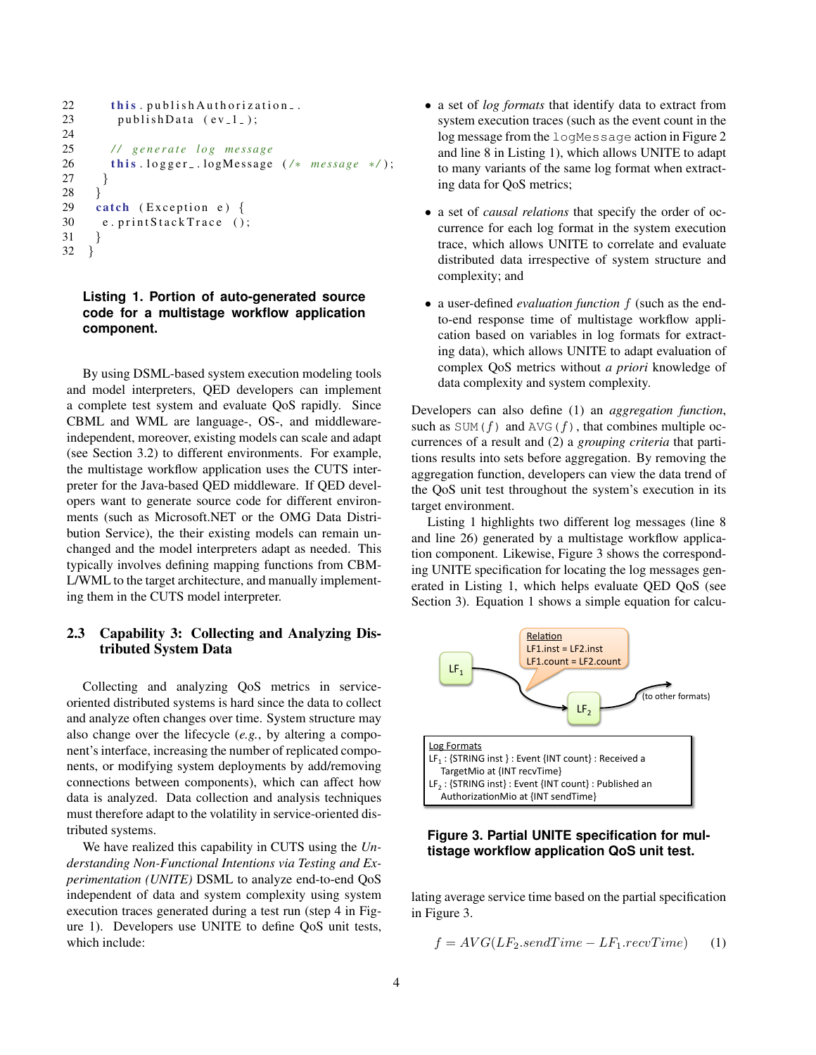```
22          this.publishAuthorization_.
23            publishData (ev_1_);
24
25          // generate log message
26          this.logger_.logMessage (/* message */);
27        }
28      }
29      catch (Exception e) {
30        e.printStackTrace ();
31      }
32    }
```

**Listing 1. Portion of auto-generated source code for a multistage workflow application component.**

By using DSML-based system execution modeling tools and model interpreters, QED developers can implement a complete test system and evaluate QoS rapidly. Since CBML and WML are language-, OS-, and middleware-independent, moreover, existing models can scale and adapt (see Section 3.2) to different environments. For example, the multistage workflow application uses the CUTS interpreter for the Java-based QED middleware. If QED developers want to generate source code for different environments (such as Microsoft.NET or the OMG Data Distribution Service), the their existing models can remain unchanged and the model interpreters adapt as needed. This typically involves defining mapping functions from CBML/WML to the target architecture, and manually implementing them in the CUTS model interpreter.

### 2.3 Capability 3: Collecting and Analyzing Distributed System Data

Collecting and analyzing QoS metrics in service-oriented distributed systems is hard since the data to collect and analyze often changes over time. System structure may also change over the lifecycle (*e.g.*, by altering a component's interface, increasing the number of replicated components, or modifying system deployments by add/removing connections between components), which can affect how data is analyzed. Data collection and analysis techniques must therefore adapt to the volatility in service-oriented distributed systems.

We have realized this capability in CUTS using the *Understanding Non-Functional Intentions via Testing and Experimentation (UNITE)* DSML to analyze end-to-end QoS independent of data and system complexity using system execution traces generated during a test run (step 4 in Figure 1). Developers use UNITE to define QoS unit tests, which include:

- a set of *log formats* that identify data to extract from system execution traces (such as the event count in the log message from the `logMessage` action in Figure 2 and line 8 in Listing 1), which allows UNITE to adapt to many variants of the same log format when extracting data for QoS metrics;
- a set of *causal relations* that specify the order of occurrence for each log format in the system execution trace, which allows UNITE to correlate and evaluate distributed data irrespective of system structure and complexity; and
- a user-defined *evaluation function* $f$ (such as the end-to-end response time of multistage workflow application component based on variables in log formats for extracting data), which allows UNITE to adapt evaluation of complex QoS metrics without *a priori* knowledge of data complexity and system complexity.

Developers can also define (1) an *aggregation function*, such as `SUM(f)` and `AVG(f)`, that combines multiple occurrences of a result and (2) a *grouping criteria* that partitions results into sets before aggregation. By removing the aggregation function, developers can view the data trend of the QoS unit test throughout the system's execution in its target environment.

Listing 1 highlights two different log messages (line 8 and line 26) generated by a multistage workflow application component. Likewise, Figure 3 shows the corresponding UNITE specification for locating the log messages generated in Listing 1, which helps evaluate QED QoS (see Section 3). Equation 1 shows a simple equation for calculating average service time based on the partial specification in Figure 3.

Relation
LF1.inst = LF2.inst
LF1.count = LF2.count

$LF_1$ → $LF_2$ → (to other formats)

Log Formats
$LF_1$ : {STRING inst } : Event {INT count} : Received a TargetMio at {INT recvTime}
$LF_2$ : {STRING inst} : Event {INT count} : Published an AuthorizationMio at {INT sendTime}

**Figure 3. Partial UNITE specification for multistage workflow application QoS unit test.**

$$f = AVG(LF_2.sendTime - LF_1.recvTime) \quad (1)$$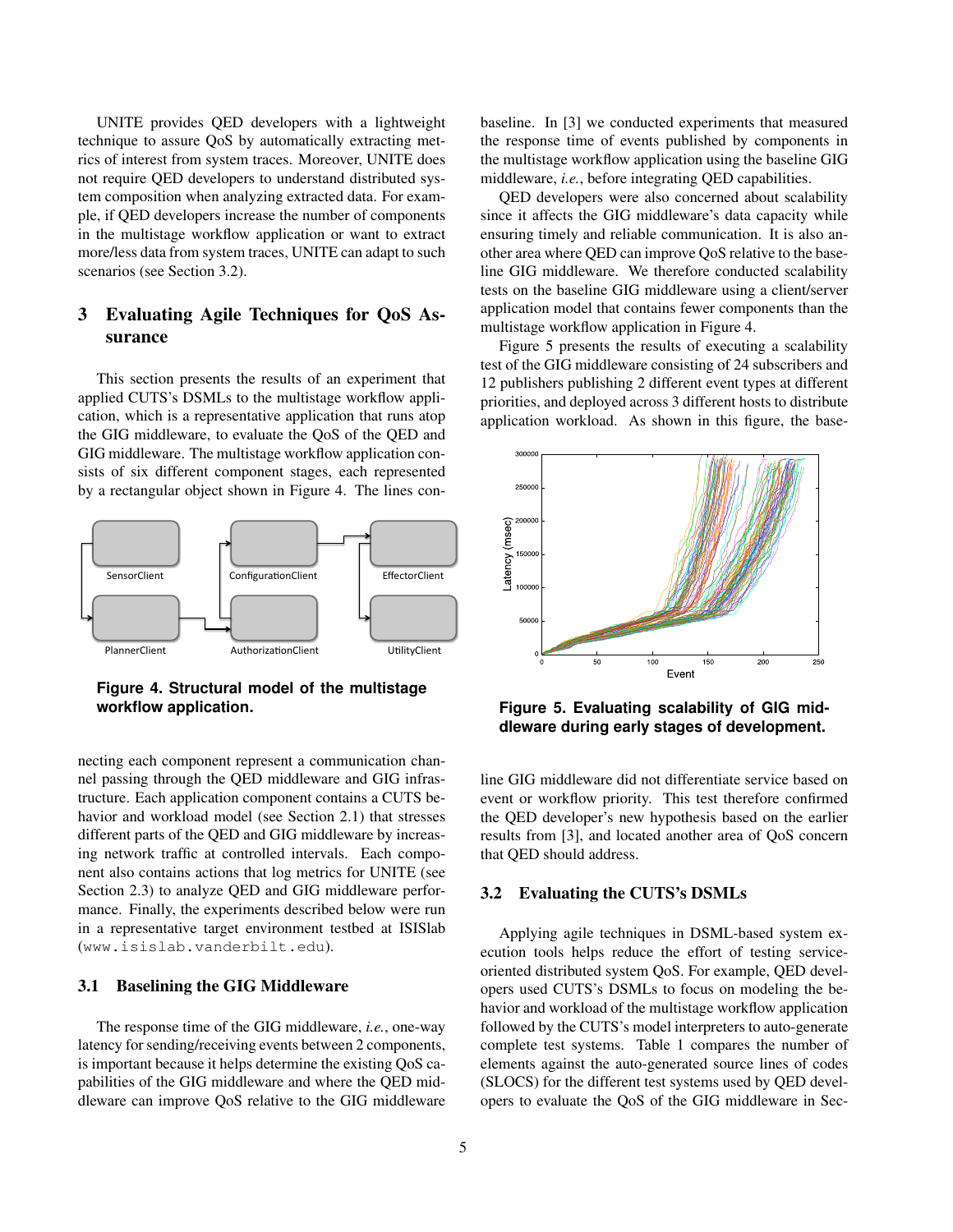UNITE provides QED developers with a lightweight technique to assure QoS by automatically extracting metrics of interest from system traces. Moreover, UNITE does not require QED developers to understand distributed system composition when analyzing extracted data. For example, if QED developers increase the number of components in the multistage workflow application or want to extract more/less data from system traces, UNITE can adapt to such scenarios (see Section 3.2).

## 3 Evaluating Agile Techniques for QoS Assurance

This section presents the results of an experiment that applied CUTS's DSMLs to the multistage workflow application, which is a representative application that runs atop the GIG middleware, to evaluate the QoS of the QED and GIG middleware. The multistage workflow application consists of six different component stages, each represented by a rectangular object shown in Figure 4. The lines connecting each component represent a communication channel passing through the QED middleware and GIG infrastructure. Each application component contains a CUTS behavior and workload model (see Section 2.1) that stresses different parts of the QED and GIG middleware by increasing network traffic at controlled intervals. Each component also contains actions that log metrics for UNITE (see Section 2.3) to analyze QED and GIG middleware performance. Finally, the experiments described below were run in a representative target environment testbed at ISISlab (`www.isislab.vanderbilt.edu`).

**Figure 4. Structural model of the multistage workflow application.**

### 3.1 Baselining the GIG Middleware

The response time of the GIG middleware, *i.e.*, one-way latency for sending/receiving events between 2 components, is important because it helps determine the existing QoS capabilities of the GIG middleware and where the QED middleware can improve QoS relative to the GIG middleware baseline. In [3] we conducted experiments that measured the response time of events published by components in the multistage workflow application using the baseline GIG middleware, *i.e.*, before integrating QED capabilities.

QED developers were also concerned about scalability since it affects the GIG middleware's data capacity while ensuring timely and reliable communication. It is also another area where QED can improve QoS relative to the baseline GIG middleware. We therefore conducted scalability tests on the baseline GIG middleware using a client/server application model that contains fewer components than the multistage workflow application in Figure 4.

Figure 5 presents the results of executing a scalability test of the GIG middleware consisting of 24 subscribers and 12 publishers publishing 2 different event types at different priorities, and deployed across 3 different hosts to distribute application workload. As shown in this figure, the baseline GIG middleware did not differentiate service based on event or workflow priority. This test therefore confirmed the QED developer's new hypothesis based on the earlier results from [3], and located another area of QoS concern that QED should address.

**Figure 5. Evaluating scalability of GIG middleware during early stages of development.**

### 3.2 Evaluating the CUTS's DSMLs

Applying agile techniques in DSML-based system execution tools helps reduce the effort of testing service-oriented distributed system QoS. For example, QED developers used CUTS's DSMLs to focus on modeling the behavior and workload of the multistage workflow application followed by the CUTS's model interpreters to auto-generate complete test systems. Table 1 compares the number of elements against the auto-generated source lines of codes (SLOCS) for the different test systems used by QED developers to evaluate the QoS of the GIG middleware in Sec-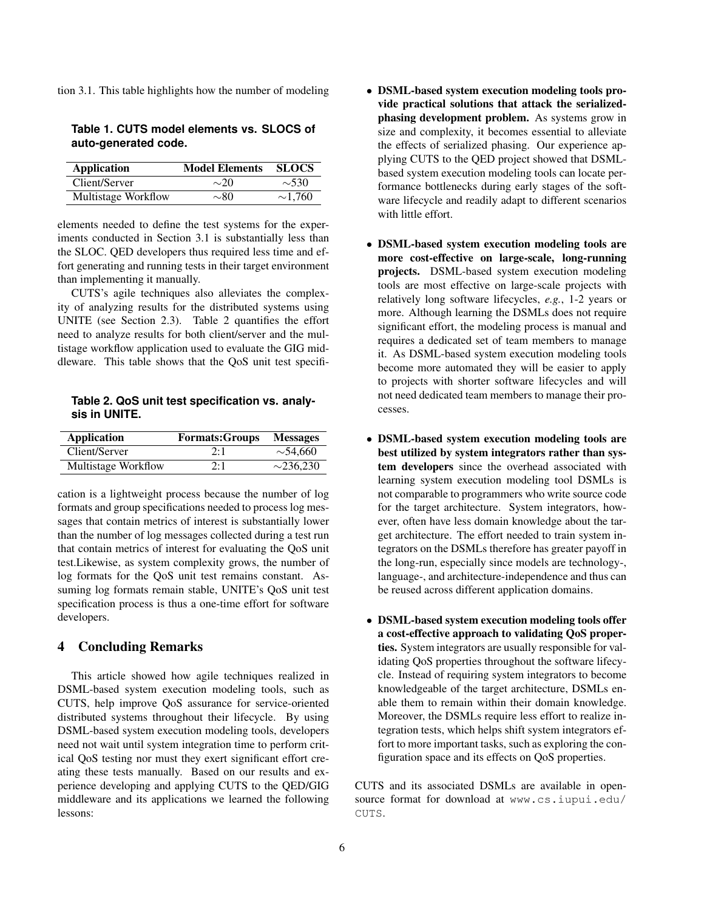tion 3.1. This table highlights how the number of modeling

**Table 1. CUTS model elements vs. SLOCS of auto-generated code.**

| Application | Model Elements | SLOCS |
| --- | --- | --- |
| Client/Server | ∼20 | ∼530 |
| Multistage Workflow | ∼80 | ∼1,760 |

elements needed to define the test systems for the experiments conducted in Section 3.1 is substantially less than the SLOC. QED developers thus required less time and effort generating and running tests in their target environment than implementing it manually.

CUTS's agile techniques also alleviates the complexity of analyzing results for the distributed systems using UNITE (see Section 2.3). Table 2 quantifies the effort need to analyze results for both client/server and the multistage workflow application used to evaluate the GIG middleware. This table shows that the QoS unit test specification is a lightweight process because the number of log formats and group specifications needed to process log messages that contain metrics of interest is substantially lower than the number of log messages collected during a test run that contain metrics of interest for evaluating the QoS unit test.Likewise, as system complexity grows, the number of log formats for the QoS unit test remains constant. Assuming log formats remain stable, UNITE's QoS unit test specification process is thus a one-time effort for software developers.

**Table 2. QoS unit test specification vs. analysis in UNITE.**

| Application | Formats:Groups | Messages |
| --- | --- | --- |
| Client/Server | 2:1 | ∼54,660 |
| Multistage Workflow | 2:1 | ∼236,230 |

## 4 Concluding Remarks

This article showed how agile techniques realized in DSML-based system execution modeling tools, such as CUTS, help improve QoS assurance for service-oriented distributed systems throughout their lifecycle. By using DSML-based system execution modeling tools, developers need not wait until system integration time to perform critical QoS testing nor must they exert significant effort creating these tests manually. Based on our results and experience developing and applying CUTS to the QED/GIG middleware and its applications we learned the following lessons:

- **DSML-based system execution modeling tools provide practical solutions that attack the serialized-phasing development problem.** As systems grow in size and complexity, it becomes essential to alleviate the effects of serialized phasing. Our experience applying CUTS to the QED project showed that DSML-based system execution modeling tools can locate performance bottlenecks during early stages of the software lifecycle and readily adapt to different scenarios with little effort.

- **DSML-based system execution modeling tools are more cost-effective on large-scale, long-running projects.** DSML-based system execution modeling tools are most effective on large-scale projects with relatively long software lifecycles, *e.g.*, 1-2 years or more. Although learning the DSMLs does not require significant effort, the modeling process is manual and requires a dedicated set of team members to manage it. As DSML-based system execution modeling tools become more automated they will be easier to apply to projects with shorter software lifecycles and will not need dedicated team members to manage their processes.

- **DSML-based system execution modeling tools are best utilized by system integrators rather than system developers** since the overhead associated with learning system execution modeling tool DSMLs is not comparable to programmers who write source code for the target architecture. System integrators, however, often have less domain knowledge about the target architecture. The effort needed to train system integrators on the DSMLs therefore has greater payoff in the long-run, especially since models are technology-, language-, and architecture-independence and thus can be reused across different application domains.

- **DSML-based system execution modeling tools offer a cost-effective approach to validating QoS properties.** System integrators are usually responsible for validating QoS properties throughout the software lifecycle. Instead of requiring system integrators to become knowledgeable of the target architecture, DSMLs enable them to remain within their domain knowledge. Moreover, the DSMLs require less effort to realize integration tests, which helps shift system integrators effort to more important tasks, such as exploring the configuration space and its effects on QoS properties.

CUTS and its associated DSMLs are available in open-source format for download at `www.cs.iupui.edu/CUTS`.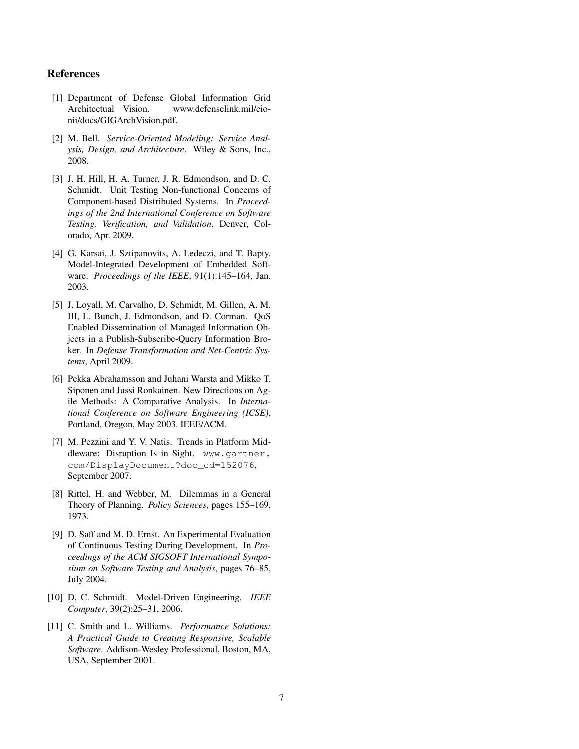## References

[1] Department of Defense Global Information Grid Architectual Vision. www.defenselink.mil/cio-nii/docs/GIGArchVision.pdf.

[2] M. Bell. *Service-Oriented Modeling: Service Analysis, Design, and Architecture*. Wiley & Sons, Inc., 2008.

[3] J. H. Hill, H. A. Turner, J. R. Edmondson, and D. C. Schmidt. Unit Testing Non-functional Concerns of Component-based Distributed Systems. In *Proceedings of the 2nd International Conference on Software Testing, Verification, and Validation*, Denver, Colorado, Apr. 2009.

[4] G. Karsai, J. Sztipanovits, A. Ledeczi, and T. Bapty. Model-Integrated Development of Embedded Software. *Proceedings of the IEEE*, 91(1):145–164, Jan. 2003.

[5] J. Loyall, M. Carvalho, D. Schmidt, M. Gillen, A. M. III, L. Bunch, J. Edmondson, and D. Corman. QoS Enabled Dissemination of Managed Information Objects in a Publish-Subscribe-Query Information Broker. In *Defense Transformation and Net-Centric Systems*, April 2009.

[6] Pekka Abrahamsson and Juhani Warsta and Mikko T. Siponen and Jussi Ronkainen. New Directions on Agile Methods: A Comparative Analysis. In *International Conference on Software Engineering (ICSE)*, Portland, Oregon, May 2003. IEEE/ACM.

[7] M. Pezzini and Y. V. Natis. Trends in Platform Middleware: Disruption Is in Sight. `www.gartner.com/DisplayDocument?doc_cd=152076`, September 2007.

[8] Rittel, H. and Webber, M. Dilemmas in a General Theory of Planning. *Policy Sciences*, pages 155–169, 1973.

[9] D. Saff and M. D. Ernst. An Experimental Evaluation of Continuous Testing During Development. In *Proceedings of the ACM SIGSOFT International Symposium on Software Testing and Analysis*, pages 76–85, July 2004.

[10] D. C. Schmidt. Model-Driven Engineering. *IEEE Computer*, 39(2):25–31, 2006.

[11] C. Smith and L. Williams. *Performance Solutions: A Practical Guide to Creating Responsive, Scalable Software*. Addison-Wesley Professional, Boston, MA, USA, September 2001.